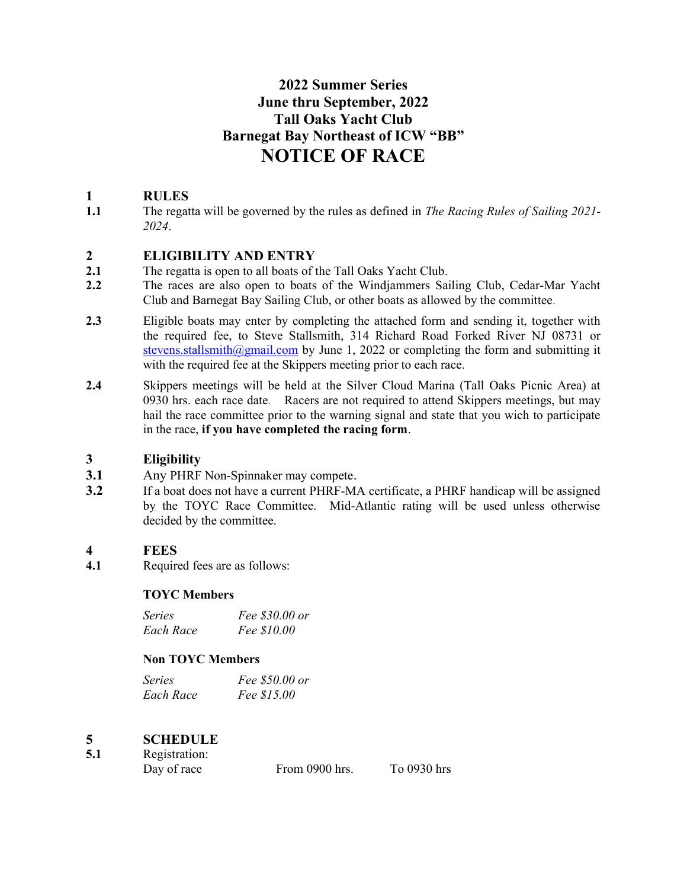# 2022 Summer Series
# June thru September, 2022
# Tall Oaks Yacht Club
# Barnegat Bay Northeast of ICW "BB"
# NOTICE OF RACE

## 1 RULES

**1.1** The regatta will be governed by the rules as defined in *The Racing Rules of Sailing 2021-2024*.

## 2 ELIGIBILITY AND ENTRY

**2.1** The regatta is open to all boats of the Tall Oaks Yacht Club.

**2.2** The races are also open to boats of the Windjammers Sailing Club, Cedar-Mar Yacht Club and Barnegat Bay Sailing Club, or other boats as allowed by the committee.

**2.3** Eligible boats may enter by completing the attached form and sending it, together with the required fee, to Steve Stallsmith, 314 Richard Road Forked River NJ 08731 or stevens.stallsmith@gmail.com by June 1, 2022 or completing the form and submitting it with the required fee at the Skippers meeting prior to each race.

**2.4** Skippers meetings will be held at the Silver Cloud Marina (Tall Oaks Picnic Area) at 0930 hrs. each race date. Racers are not required to attend Skippers meetings, but may hail the race committee prior to the warning signal and state that you wich to participate in the race, **if you have completed the racing form**.

## 3 Eligibility

**3.1** Any PHRF Non-Spinnaker may compete.

**3.2** If a boat does not have a current PHRF-MA certificate, a PHRF handicap will be assigned by the TOYC Race Committee. Mid-Atlantic rating will be used unless otherwise decided by the committee.

## 4 FEES

**4.1** Required fees are as follows:

**TOYC Members**

*Series* *Fee $30.00 or*
*Each Race* *Fee $10.00*

**Non TOYC Members**

*Series* *Fee $50.00 or*
*Each Race* *Fee $15.00*

## 5 SCHEDULE

**5.1** Registration:

Day of race From 0900 hrs. To 0930 hrs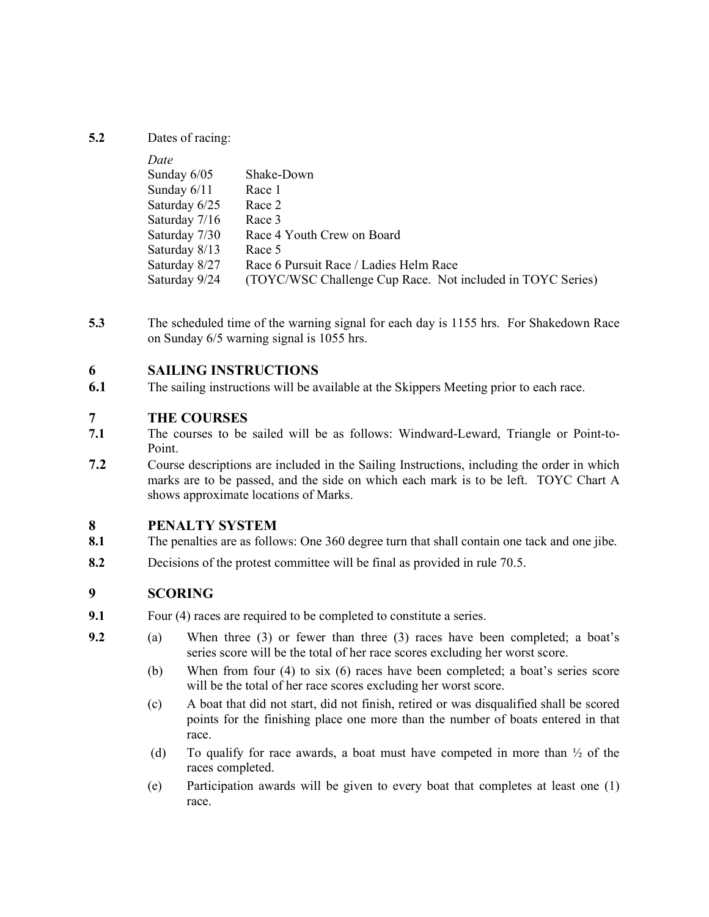**5.2** Dates of racing:

| *Date* | |
|---|---|
| Sunday 6/05 | Shake-Down |
| Sunday 6/11 | Race 1 |
| Saturday 6/25 | Race 2 |
| Saturday 7/16 | Race 3 |
| Saturday 7/30 | Race 4 Youth Crew on Board |
| Saturday 8/13 | Race 5 |
| Saturday 8/27 | Race 6 Pursuit Race / Ladies Helm Race |
| Saturday 9/24 | (TOYC/WSC Challenge Cup Race. Not included in TOYC Series) |

**5.3** The scheduled time of the warning signal for each day is 1155 hrs. For Shakedown Race on Sunday 6/5 warning signal is 1055 hrs.

## 6 SAILING INSTRUCTIONS

**6.1** The sailing instructions will be available at the Skippers Meeting prior to each race.

## 7 THE COURSES

**7.1** The courses to be sailed will be as follows: Windward-Leward, Triangle or Point-to-Point.

**7.2** Course descriptions are included in the Sailing Instructions, including the order in which marks are to be passed, and the side on which each mark is to be left. TOYC Chart A shows approximate locations of Marks.

## 8 PENALTY SYSTEM

**8.1** The penalties are as follows: One 360 degree turn that shall contain one tack and one jibe.

**8.2** Decisions of the protest committee will be final as provided in rule 70.5.

## 9 SCORING

**9.1** Four (4) races are required to be completed to constitute a series.

**9.2**

(a) When three (3) or fewer than three (3) races have been completed; a boat's series score will be the total of her race scores excluding her worst score.

(b) When from four (4) to six (6) races have been completed; a boat's series score will be the total of her race scores excluding her worst score.

(c) A boat that did not start, did not finish, retired or was disqualified shall be scored points for the finishing place one more than the number of boats entered in that race.

(d) To qualify for race awards, a boat must have competed in more than ½ of the races completed.

(e) Participation awards will be given to every boat that completes at least one (1) race.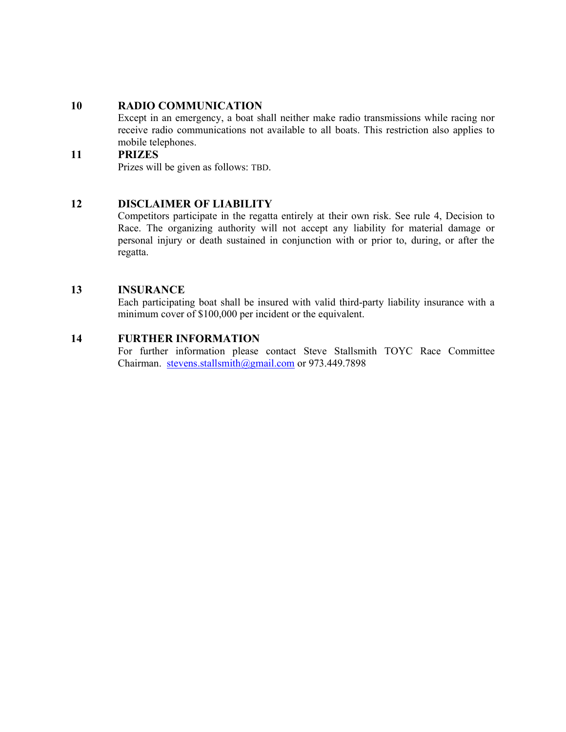## 10 RADIO COMMUNICATION

Except in an emergency, a boat shall neither make radio transmissions while racing nor receive radio communications not available to all boats. This restriction also applies to mobile telephones.

## 11 PRIZES

Prizes will be given as follows: TBD.

## 12 DISCLAIMER OF LIABILITY

Competitors participate in the regatta entirely at their own risk. See rule 4, Decision to Race. The organizing authority will not accept any liability for material damage or personal injury or death sustained in conjunction with or prior to, during, or after the regatta.

## 13 INSURANCE

Each participating boat shall be insured with valid third-party liability insurance with a minimum cover of $100,000 per incident or the equivalent.

## 14 FURTHER INFORMATION

For further information please contact Steve Stallsmith TOYC Race Committee Chairman. stevens.stallsmith@gmail.com or 973.449.7898